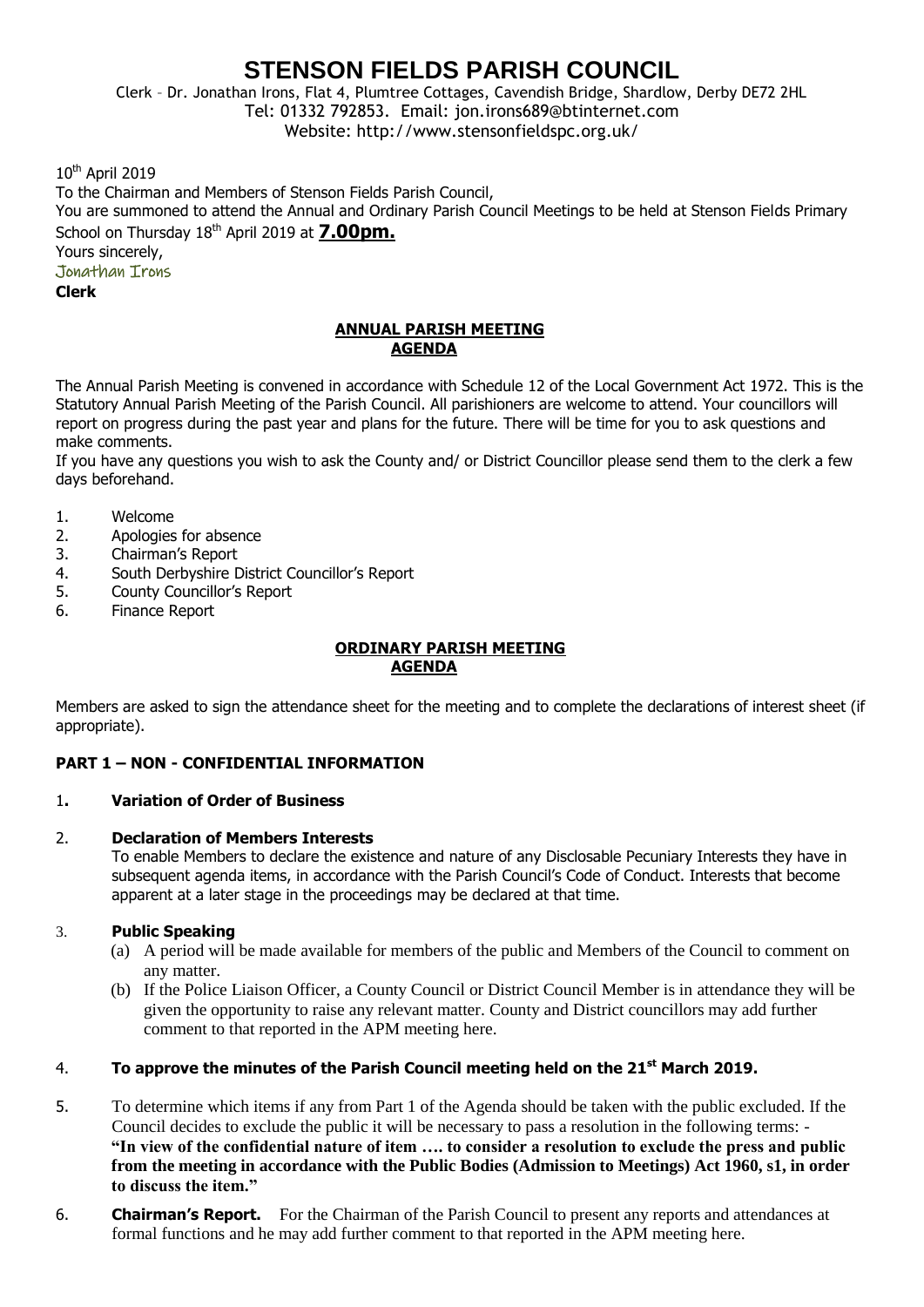# STENSON FIELDS PARISH COUNCIL

Clerk – Dr. Jonathan Irons, Flat 4, Plumtree Cottages, Cavendish Bridge, Shardlow, Derby DE72 2HL
Tel: 01332 792853. Email: jon.irons689@btinternet.com
Website: http://www.stensonfieldspc.org.uk/

10th April 2019

To the Chairman and Members of Stenson Fields Parish Council,

You are summoned to attend the Annual and Ordinary Parish Council Meetings to be held at Stenson Fields Primary School on Thursday 18th April 2019 at **7.00pm.**

Yours sincerely,

Jonathan Irons

**Clerk**

## ANNUAL PARISH MEETING
## AGENDA

The Annual Parish Meeting is convened in accordance with Schedule 12 of the Local Government Act 1972. This is the Statutory Annual Parish Meeting of the Parish Council. All parishioners are welcome to attend. Your councillors will report on progress during the past year and plans for the future. There will be time for you to ask questions and make comments.

If you have any questions you wish to ask the County and/ or District Councillor please send them to the clerk a few days beforehand.

1. Welcome
2. Apologies for absence
3. Chairman's Report
4. South Derbyshire District Councillor's Report
5. County Councillor's Report
6. Finance Report

## ORDINARY PARISH MEETING
## AGENDA

Members are asked to sign the attendance sheet for the meeting and to complete the declarations of interest sheet (if appropriate).

### PART 1 – NON - CONFIDENTIAL INFORMATION

1. **Variation of Order of Business**

2. **Declaration of Members Interests**
   To enable Members to declare the existence and nature of any Disclosable Pecuniary Interests they have in subsequent agenda items, in accordance with the Parish Council's Code of Conduct. Interests that become apparent at a later stage in the proceedings may be declared at that time.

3. **Public Speaking**
   (a) A period will be made available for members of the public and Members of the Council to comment on any matter.
   (b) If the Police Liaison Officer, a County Council or District Council Member is in attendance they will be given the opportunity to raise any relevant matter. County and District councillors may add further comment to that reported in the APM meeting here.

4. **To approve the minutes of the Parish Council meeting held on the 21st March 2019.**

5. To determine which items if any from Part 1 of the Agenda should be taken with the public excluded. If the Council decides to exclude the public it will be necessary to pass a resolution in the following terms: - **"In view of the confidential nature of item …. to consider a resolution to exclude the press and public from the meeting in accordance with the Public Bodies (Admission to Meetings) Act 1960, s1, in order to discuss the item."**

6. **Chairman's Report.** For the Chairman of the Parish Council to present any reports and attendances at formal functions and he may add further comment to that reported in the APM meeting here.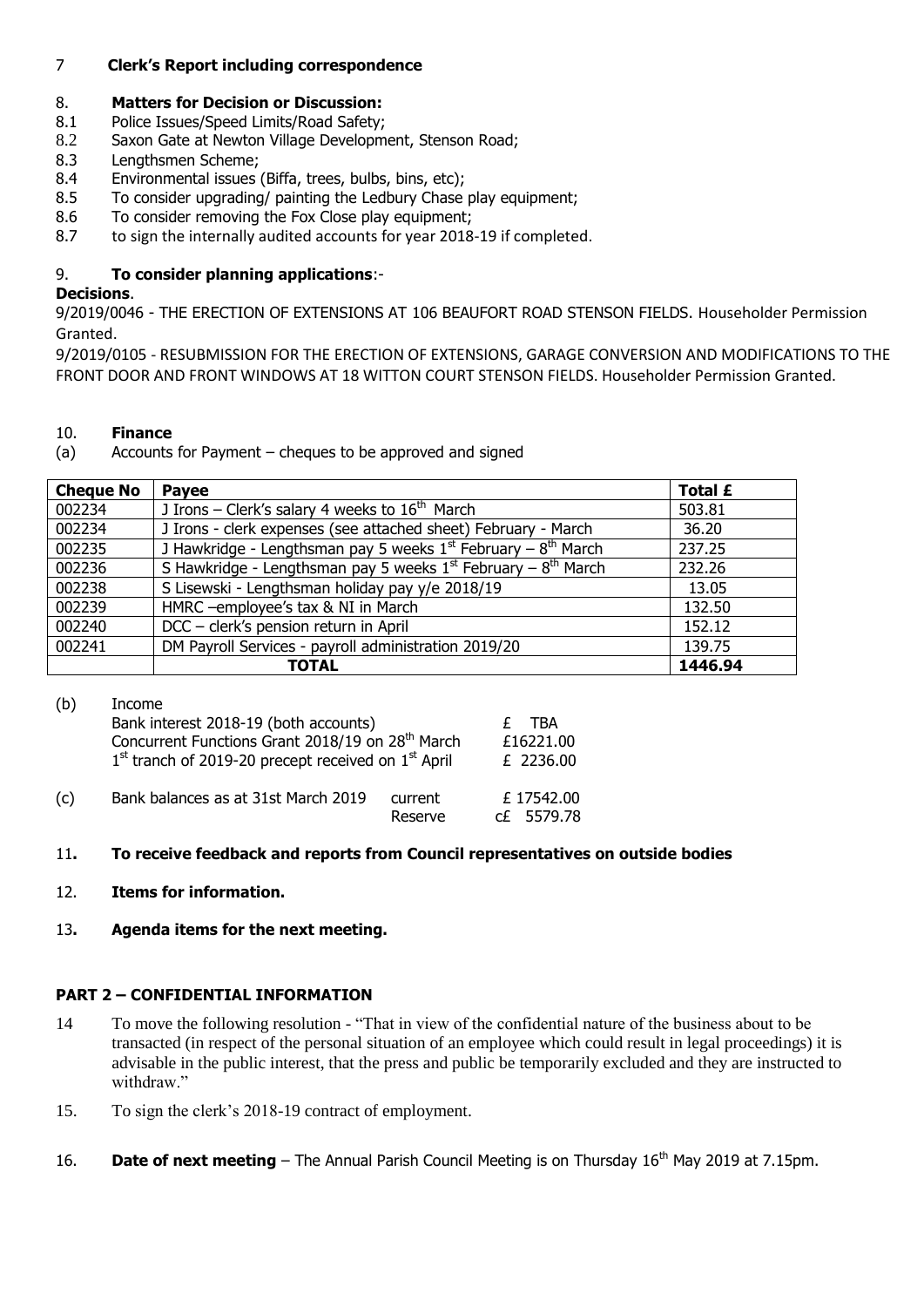7 **Clerk's Report including correspondence**

8. **Matters for Decision or Discussion:**

8.1 Police Issues/Speed Limits/Road Safety;
8.2 Saxon Gate at Newton Village Development, Stenson Road;
8.3 Lengthsmen Scheme;
8.4 Environmental issues (Biffa, trees, bulbs, bins, etc);
8.5 To consider upgrading/ painting the Ledbury Chase play equipment;
8.6 To consider removing the Fox Close play equipment;
8.7 to sign the internally audited accounts for year 2018-19 if completed.

9. **To consider planning applications**:-

**Decisions**.

9/2019/0046 - THE ERECTION OF EXTENSIONS AT 106 BEAUFORT ROAD STENSON FIELDS. Householder Permission Granted.

9/2019/0105 - RESUBMISSION FOR THE ERECTION OF EXTENSIONS, GARAGE CONVERSION AND MODIFICATIONS TO THE FRONT DOOR AND FRONT WINDOWS AT 18 WITTON COURT STENSON FIELDS. Householder Permission Granted.

10. **Finance**

(a) Accounts for Payment – cheques to be approved and signed

| Cheque No | Payee | Total £ |
|---|---|---|
| 002234 | J Irons – Clerk's salary 4 weeks to 16th March | 503.81 |
| 002234 | J Irons - clerk expenses (see attached sheet) February - March | 36.20 |
| 002235 | J Hawkridge - Lengthsman pay 5 weeks 1st February – 8th March | 237.25 |
| 002236 | S Hawkridge - Lengthsman pay 5 weeks 1st February – 8th March | 232.26 |
| 002238 | S Lisewski - Lengthsman holiday pay y/e 2018/19 | 13.05 |
| 002239 | HMRC –employee's tax & NI in March | 132.50 |
| 002240 | DCC – clerk's pension return in April | 152.12 |
| 002241 | DM Payroll Services - payroll administration 2019/20 | 139.75 |
| | **TOTAL** | **1446.94** |

(b) Income

| | | |
|---|---|---|
| Bank interest 2018-19 (both accounts) | | £ TBA |
| Concurrent Functions Grant 2018/19 on 28th March | | £16221.00 |
| 1st tranch of 2019-20 precept received on 1st April | | £ 2236.00 |

(c) Bank balances as at 31st March 2019

| | | |
|---|---|---|
| current | | £ 17542.00 |
| Reserve | | c£ 5579.78 |

11**. To receive feedback and reports from Council representatives on outside bodies**

12. **Items for information.**

13**. Agenda items for the next meeting.**

**PART 2 – CONFIDENTIAL INFORMATION**

14 To move the following resolution - "That in view of the confidential nature of the business about to be transacted (in respect of the personal situation of an employee which could result in legal proceedings) it is advisable in the public interest, that the press and public be temporarily excluded and they are instructed to withdraw."

15. To sign the clerk's 2018-19 contract of employment.

16. **Date of next meeting** – The Annual Parish Council Meeting is on Thursday 16th May 2019 at 7.15pm.